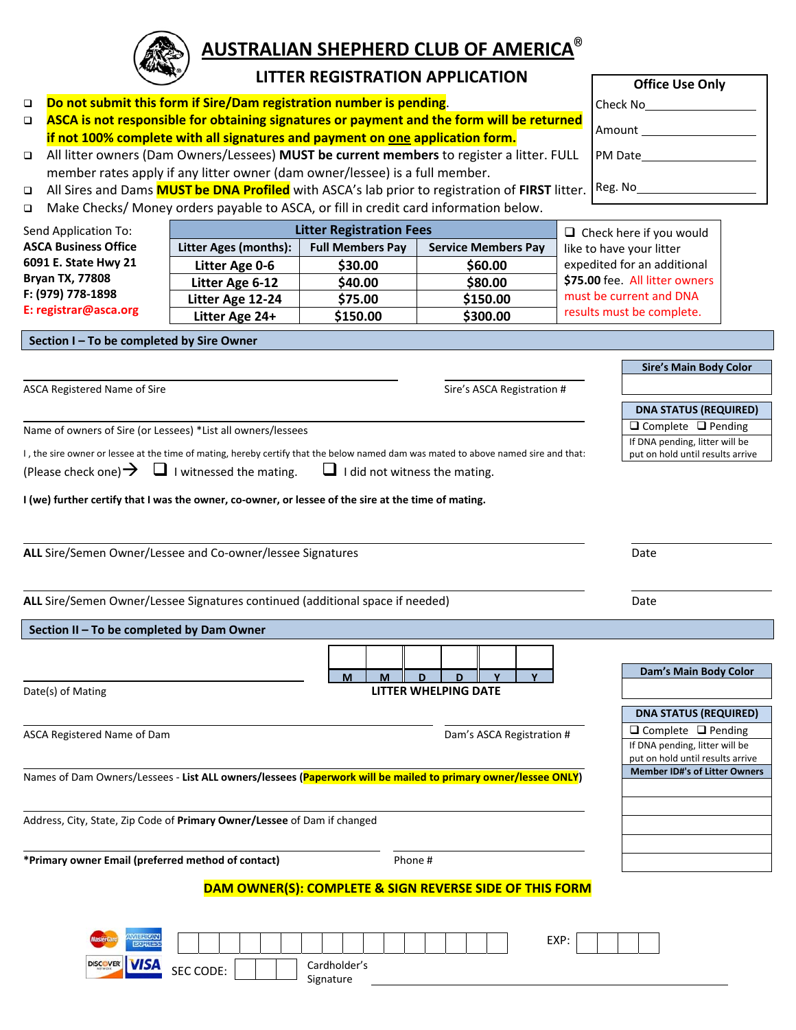# AUSTRALIAN SHEPHERD CLUB OF AMERICA®

## LITTER REGISTRATION APPLICATION

**Office Use Only**

Check No_______________

Amount _______________

PM Date_______________

Reg. No_______________

- **Do not submit this form if Sire/Dam registration number is pending**.
- **ASCA is not responsible for obtaining signatures or payment and the form will be returned if not 100% complete with all signatures and payment on one application form.**
- All litter owners (Dam Owners/Lessees) **MUST be current members** to register a litter. FULL member rates apply if any litter owner (dam owner/lessee) is a full member.
- All Sires and Dams **MUST be DNA Profiled** with ASCA's lab prior to registration of **FIRST** litter.
- Make Checks/ Money orders payable to ASCA, or fill in credit card information below.

Send Application To:
**ASCA Business Office**
**6091 E. State Hwy 21**
**Bryan TX, 77808**
**F: (979) 778-1898**
**E: registrar@asca.org**

| Litter Registration Fees | | |
|---|---|---|
| **Litter Ages (months):** | **Full Members Pay** | **Service Members Pay** |
| **Litter Age 0-6** | **$30.00** | **$60.00** |
| **Litter Age 6-12** | **$40.00** | **$80.00** |
| **Litter Age 12-24** | **$75.00** | **$150.00** |
| **Litter Age 24+** | **$150.00** | **$300.00** |

❑ Check here if you would like to have your litter expedited for an additional **$75.00** fee. All litter owners must be current and DNA results must be complete.

### Section I – To be completed by Sire Owner

ASCA Registered Name of Sire _______________ Sire's ASCA Registration # _______________

Name of owners of Sire (or Lessees) *List all owners/lessees _______________

**Sire's Main Body Color** _______________

**DNA STATUS (REQUIRED)**
❑ Complete ❑ Pending
If DNA pending, litter will be put on hold until results arrive

I , the sire owner or lessee at the time of mating, hereby certify that the below named dam was mated to above named sire and that:
(Please check one)→ ❑ I witnessed the mating. ❑ I did not witness the mating.

**I (we) further certify that I was the owner, co-owner, or lessee of the sire at the time of mating.**

**ALL** Sire/Semen Owner/Lessee and Co-owner/lessee Signatures _______________ Date _______________

**ALL** Sire/Semen Owner/Lessee Signatures continued (additional space if needed) _______________ Date _______________

### Section II – To be completed by Dam Owner

Date(s) of Mating _______________

| M | M | D | D | Y | Y |
|---|---|---|---|---|---|
| | | | | | |

**LITTER WHELPING DATE**

**Dam's Main Body Color** _______________

ASCA Registered Name of Dam _______________ Dam's ASCA Registration # _______________

**DNA STATUS (REQUIRED)**
❑ Complete ❑ Pending
If DNA pending, litter will be put on hold until results arrive

Names of Dam Owners/Lessees - **List ALL owners/lessees (Paperwork will be mailed to primary owner/lessee ONLY)** _______________

**Member ID#'s of Litter Owners**
_______________
_______________
_______________
_______________
_______________

Address, City, State, Zip Code of **Primary Owner/Lessee** of Dam if changed _______________

***Primary owner Email (preferred method of contact)** _______________ Phone # _______________

**DAM OWNER(S): COMPLETE & SIGN REVERSE SIDE OF THIS FORM**

MasterCard / American Express / Discover / VISA

Card #: _______________ EXP: _______________

SEC CODE: _______________ Cardholder's Signature _______________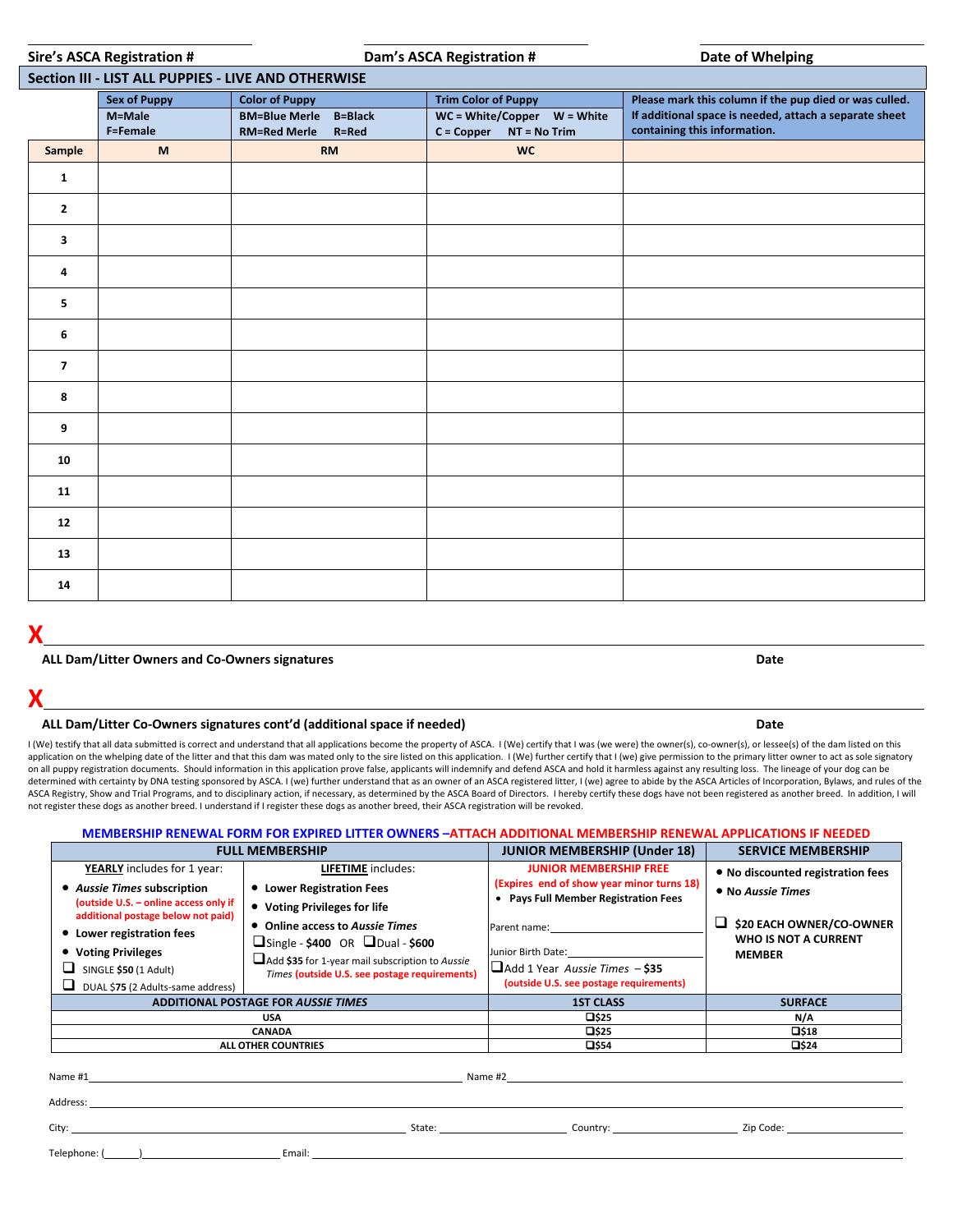Sire's ASCA Registration # ____________________ Dam's ASCA Registration # ____________________ Date of Whelping ____________________

## Section III - LIST ALL PUPPIES - LIVE AND OTHERWISE

| | Sex of Puppy<br>M=Male<br>F=Female | Color of Puppy<br>BM=Blue Merle B=Black<br>RM=Red Merle R=Red | Trim Color of Puppy<br>WC = White/Copper W = White<br>C = Copper NT = No Trim | Please mark this column if the pup died or was culled. If additional space is needed, attach a separate sheet containing this information. |
|---|---|---|---|---|
| Sample | M | RM | WC | |
| 1 | | | | |
| 2 | | | | |
| 3 | | | | |
| 4 | | | | |
| 5 | | | | |
| 6 | | | | |
| 7 | | | | |
| 8 | | | | |
| 9 | | | | |
| 10 | | | | |
| 11 | | | | |
| 12 | | | | |
| 13 | | | | |
| 14 | | | | |

X ____________________________________________________________

**ALL Dam/Litter Owners and Co-Owners signatures** **Date**

X ____________________________________________________________

**ALL Dam/Litter Co-Owners signatures cont'd (additional space if needed)** **Date**

I (We) testify that all data submitted is correct and understand that all applications become the property of ASCA. I (We) certify that I was (we were) the owner(s), co-owner(s), or lessee(s) of the dam listed on this application on the whelping date of the litter and that this dam was mated only to the sire listed on this application. I (We) further certify that I (we) give permission to the primary litter owner to act as sole signatory on all puppy registration documents. Should information in this application prove false, applicants will indemnify and defend ASCA and hold it harmless against any resulting loss. The lineage of your dog can be determined with certainty by DNA testing sponsored by ASCA. I (we) further understand that as an owner of an ASCA registered litter, I (we) agree to abide by the ASCA Articles of Incorporation, Bylaws, and rules of the ASCA Registry, Show and Trial Programs, and to disciplinary action, if necessary, as determined by the ASCA Board of Directors. I hereby certify these dogs have not been registered as another breed. In addition, I will not register these dogs as another breed. I understand if I register these dogs as another breed, their ASCA registration will be revoked.

### MEMBERSHIP RENEWAL FORM FOR EXPIRED LITTER OWNERS –ATTACH ADDITIONAL MEMBERSHIP RENEWAL APPLICATIONS IF NEEDED

| FULL MEMBERSHIP | | JUNIOR MEMBERSHIP (Under 18) | SERVICE MEMBERSHIP |
|---|---|---|---|
| **YEARLY** includes for 1 year:<br>• *Aussie Times* subscription (outside U.S. – online access only if additional postage below not paid)<br>• Lower registration fees<br>• Voting Privileges<br>❑ SINGLE **$50** (1 Adult)<br>❑ DUAL **$75** (2 Adults-same address) | **LIFETIME** includes:<br>• Lower Registration Fees<br>• Voting Privileges for life<br>• Online access to *Aussie Times*<br>❑Single - **$400** OR ❑Dual - **$600**<br>❑Add **$35** for 1-year mail subscription to *Aussie Times* (outside U.S. see postage requirements) | **JUNIOR MEMBERSHIP FREE**<br>(Expires end of show year minor turns 18)<br>• Pays Full Member Registration Fees<br>Parent name: ____________<br>Junior Birth Date: ____________<br>❑Add 1 Year *Aussie Times* – **$35**<br>(outside U.S. see postage requirements) | • No discounted registration fees<br>• No *Aussie Times*<br>❑ **$20 EACH OWNER/CO-OWNER WHO IS NOT A CURRENT MEMBER** |

| ADDITIONAL POSTAGE FOR *AUSSIE TIMES* | 1ST CLASS | SURFACE |
|---|---|---|
| USA | ❑$25 | N/A |
| CANADA | ❑$25 | ❑$18 |
| ALL OTHER COUNTRIES | ❑$54 | ❑$24 |

Name #1 ____________________ Name #2 ____________________

Address: ____________________

City: ____________________ State: ____________ Country: ____________ Zip Code: ____________

Telephone: (______) ____________________ Email: ____________________